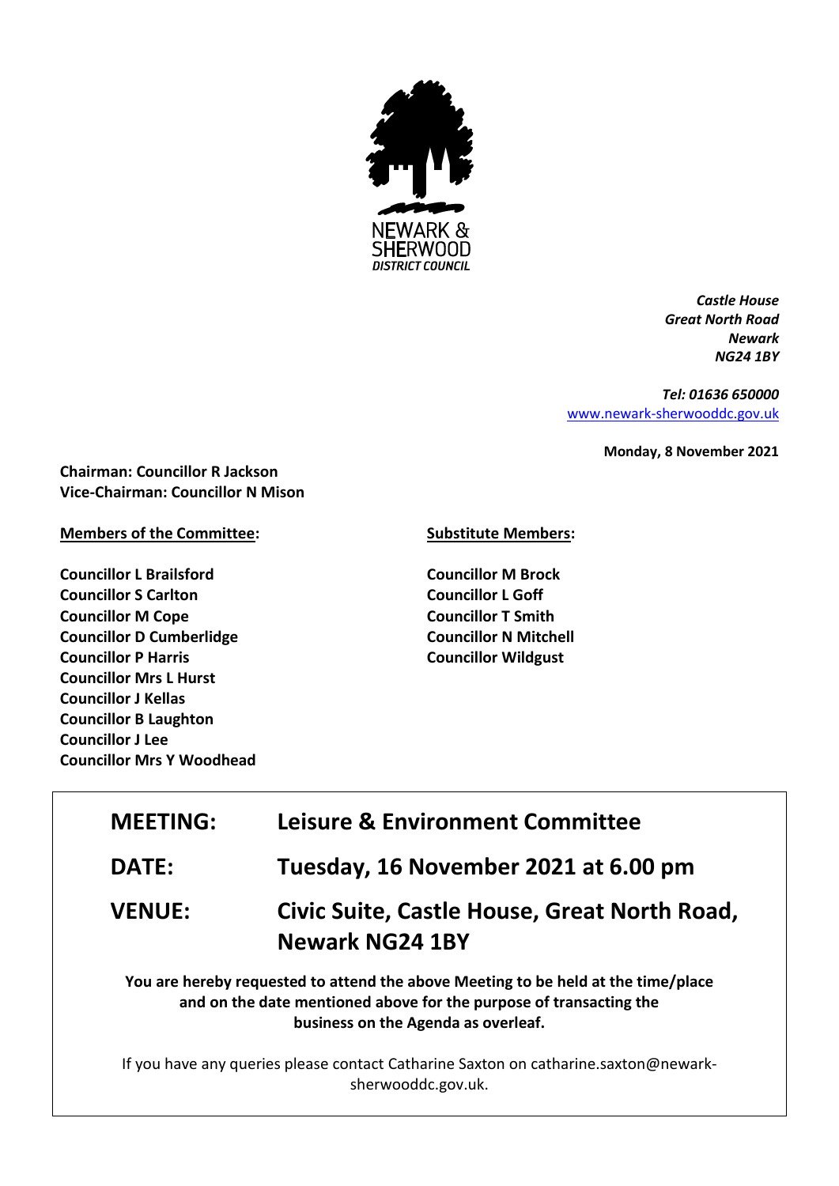NEWARK & SHERWOOD DISTRICT COUNCIL

*Castle House*
*Great North Road*
*Newark*
*NG24 1BY*

*Tel: 01636 650000*
[www.newark-sherwooddc.gov.uk](http://www.newark-sherwooddc.gov.uk)

**Monday, 8 November 2021**

**Chairman: Councillor R Jackson**
**Vice-Chairman: Councillor N Mison**

**Members of the Committee:**

**Councillor L Brailsford**
**Councillor S Carlton**
**Councillor M Cope**
**Councillor D Cumberlidge**
**Councillor P Harris**
**Councillor Mrs L Hurst**
**Councillor J Kellas**
**Councillor B Laughton**
**Councillor J Lee**
**Councillor Mrs Y Woodhead**

**Substitute Members:**

**Councillor M Brock**
**Councillor L Goff**
**Councillor T Smith**
**Councillor N Mitchell**
**Councillor Wildgust**

| | |
|---|---|
| **MEETING:** | **Leisure & Environment Committee** |
| **DATE:** | **Tuesday, 16 November 2021 at 6.00 pm** |
| **VENUE:** | **Civic Suite, Castle House, Great North Road, Newark NG24 1BY** |

**You are hereby requested to attend the above Meeting to be held at the time/place and on the date mentioned above for the purpose of transacting the business on the Agenda as overleaf.**

If you have any queries please contact Catharine Saxton on catharine.saxton@newark-sherwooddc.gov.uk.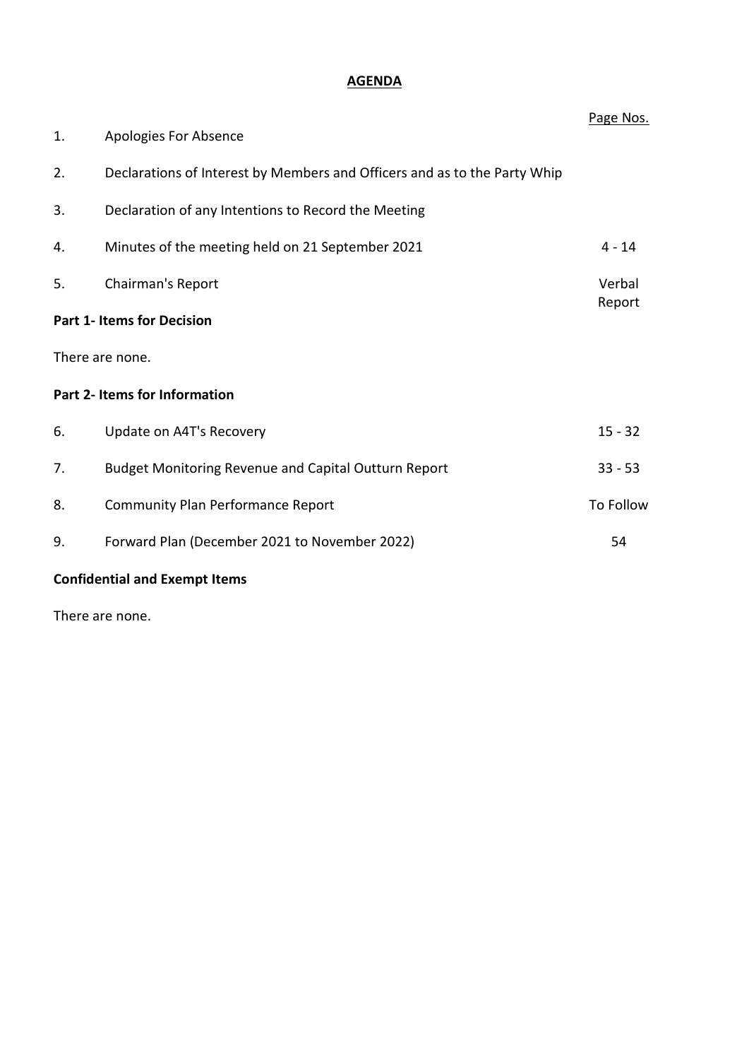# AGENDA

| | | Page Nos. |
|---|---|---|
| 1. | Apologies For Absence | |
| 2. | Declarations of Interest by Members and Officers and as to the Party Whip | |
| 3. | Declaration of any Intentions to Record the Meeting | |
| 4. | Minutes of the meeting held on 21 September 2021 | 4 - 14 |
| 5. | Chairman's Report | Verbal Report |

**Part 1- Items for Decision**

There are none.

**Part 2- Items for Information**

| | | |
|---|---|---|
| 6. | Update on A4T's Recovery | 15 - 32 |
| 7. | Budget Monitoring Revenue and Capital Outturn Report | 33 - 53 |
| 8. | Community Plan Performance Report | To Follow |
| 9. | Forward Plan (December 2021 to November 2022) | 54 |

**Confidential and Exempt Items**

There are none.